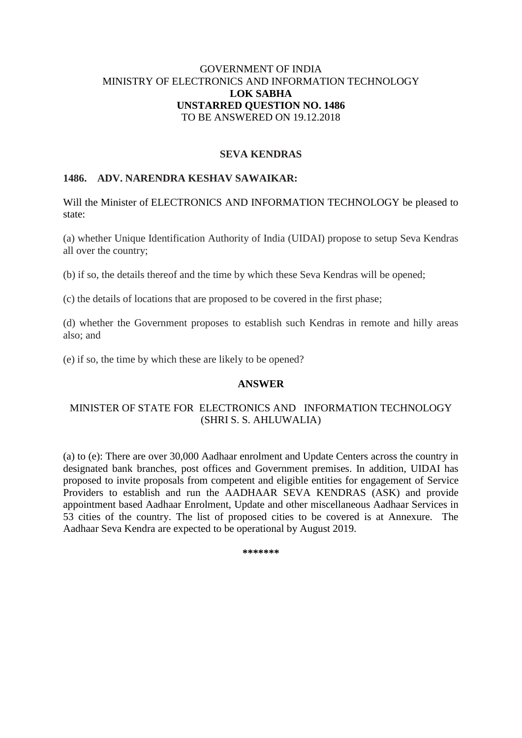GOVERNMENT OF INDIA
MINISTRY OF ELECTRONICS AND INFORMATION TECHNOLOGY
**LOK SABHA**
**UNSTARRED QUESTION NO. 1486**
TO BE ANSWERED ON 19.12.2018

**SEVA KENDRAS**

**1486. ADV. NARENDRA KESHAV SAWAIKAR:**

Will the Minister of ELECTRONICS AND INFORMATION TECHNOLOGY be pleased to state:

(a) whether Unique Identification Authority of India (UIDAI) propose to setup Seva Kendras all over the country;

(b) if so, the details thereof and the time by which these Seva Kendras will be opened;

(c) the details of locations that are proposed to be covered in the first phase;

(d) whether the Government proposes to establish such Kendras in remote and hilly areas also; and

(e) if so, the time by which these are likely to be opened?

**ANSWER**

MINISTER OF STATE FOR ELECTRONICS AND INFORMATION TECHNOLOGY
(SHRI S. S. AHLUWALIA)

(a) to (e): There are over 30,000 Aadhaar enrolment and Update Centers across the country in designated bank branches, post offices and Government premises. In addition, UIDAI has proposed to invite proposals from competent and eligible entities for engagement of Service Providers to establish and run the AADHAAR SEVA KENDRAS (ASK) and provide appointment based Aadhaar Enrolment, Update and other miscellaneous Aadhaar Services in 53 cities of the country. The list of proposed cities to be covered is at Annexure. The Aadhaar Seva Kendra are expected to be operational by August 2019.

*******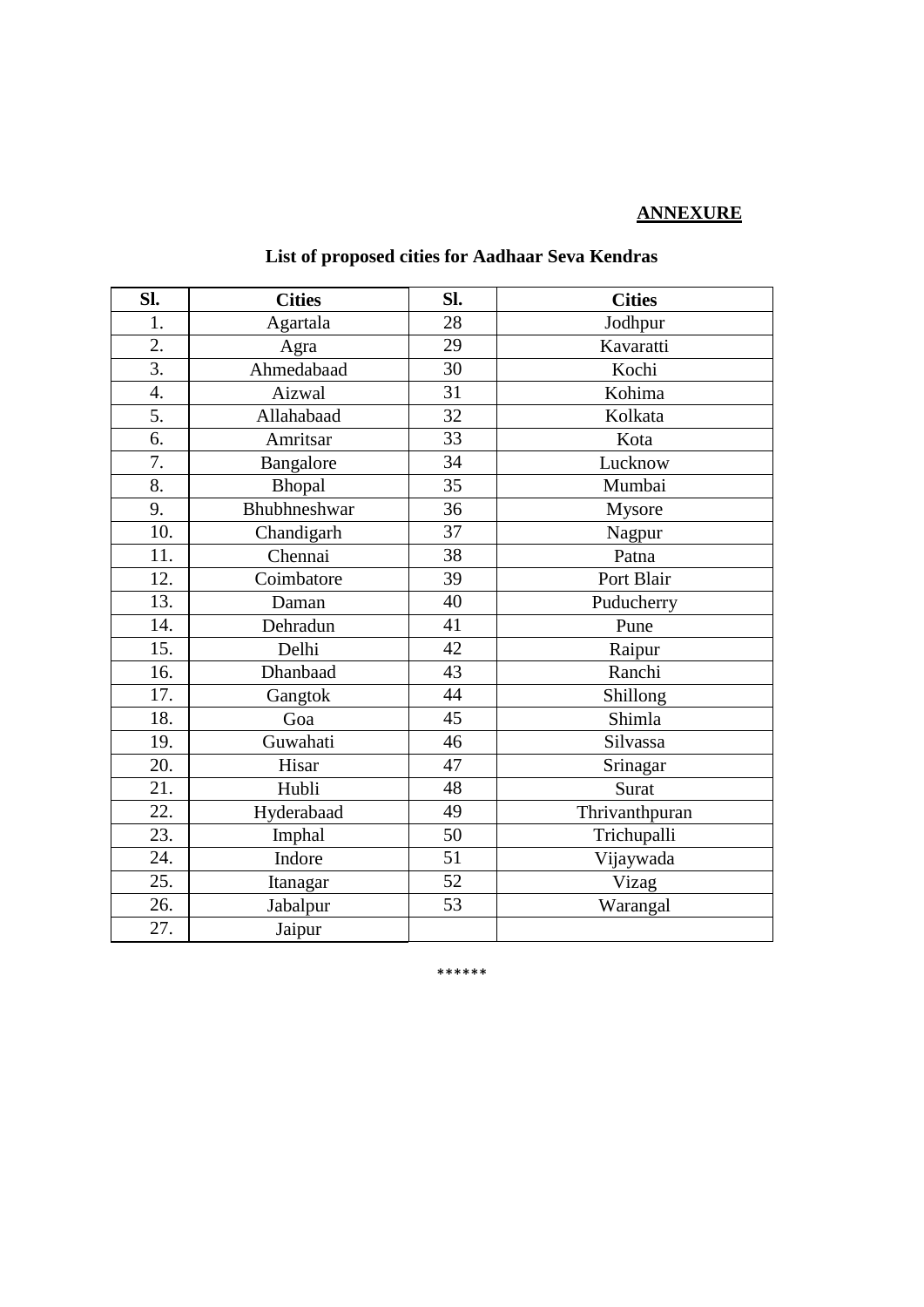**ANNEXURE**

**List of proposed cities for Aadhaar Seva Kendras**

| Sl. | Cities | Sl. | Cities |
|---|---|---|---|
| 1. | Agartala | 28 | Jodhpur |
| 2. | Agra | 29 | Kavaratti |
| 3. | Ahmedabaad | 30 | Kochi |
| 4. | Aizwal | 31 | Kohima |
| 5. | Allahabaad | 32 | Kolkata |
| 6. | Amritsar | 33 | Kota |
| 7. | Bangalore | 34 | Lucknow |
| 8. | Bhopal | 35 | Mumbai |
| 9. | Bhubhneshwar | 36 | Mysore |
| 10. | Chandigarh | 37 | Nagpur |
| 11. | Chennai | 38 | Patna |
| 12. | Coimbatore | 39 | Port Blair |
| 13. | Daman | 40 | Puducherry |
| 14. | Dehradun | 41 | Pune |
| 15. | Delhi | 42 | Raipur |
| 16. | Dhanbaad | 43 | Ranchi |
| 17. | Gangtok | 44 | Shillong |
| 18. | Goa | 45 | Shimla |
| 19. | Guwahati | 46 | Silvassa |
| 20. | Hisar | 47 | Srinagar |
| 21. | Hubli | 48 | Surat |
| 22. | Hyderabaad | 49 | Thrivanthpuran |
| 23. | Imphal | 50 | Trichupalli |
| 24. | Indore | 51 | Vijaywada |
| 25. | Itanagar | 52 | Vizag |
| 26. | Jabalpur | 53 | Warangal |
| 27. | Jaipur | | |

******